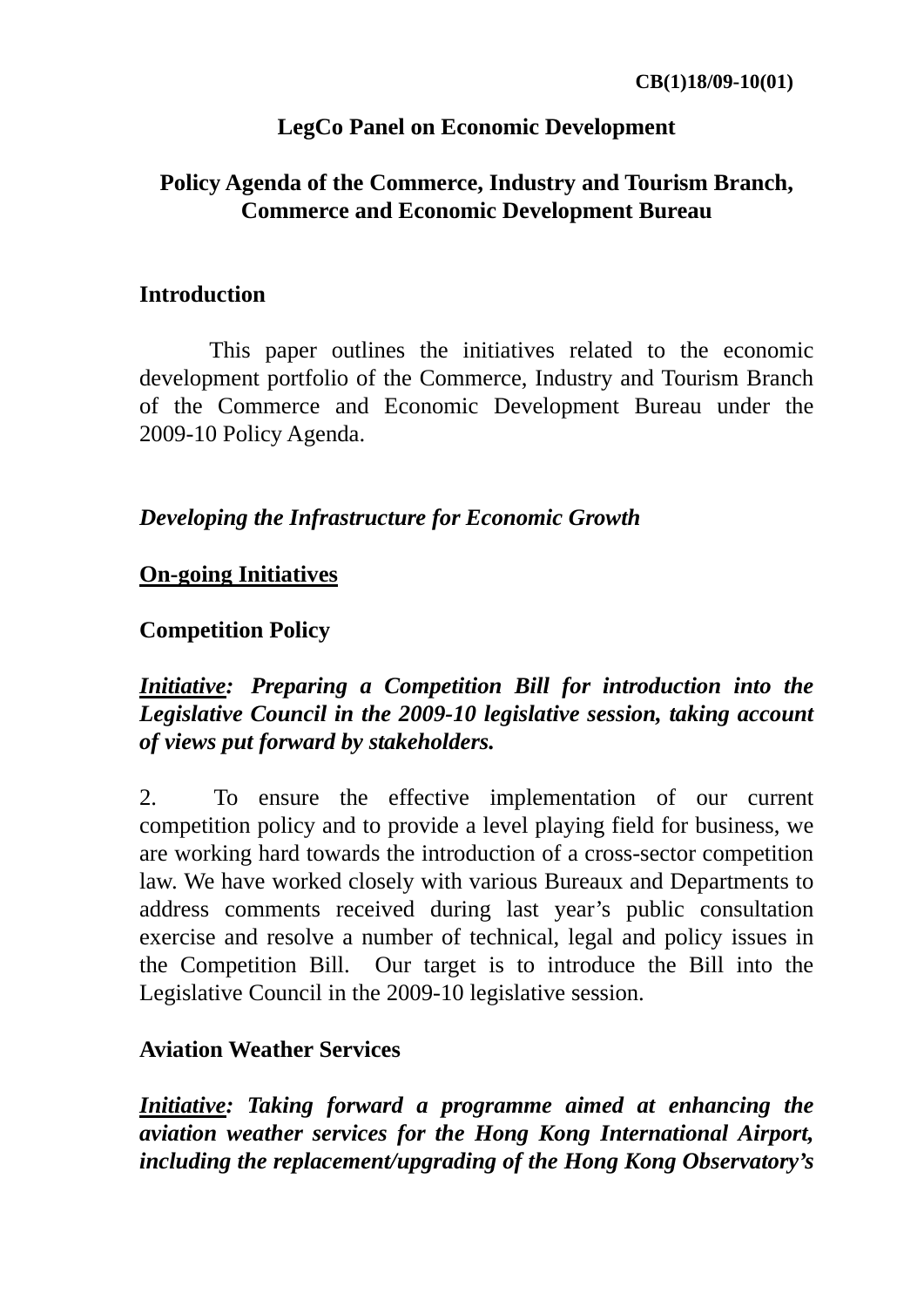**CB(1)18/09-10(01)**

# LegCo Panel on Economic Development

## Policy Agenda of the Commerce, Industry and Tourism Branch, Commerce and Economic Development Bureau

### Introduction

This paper outlines the initiatives related to the economic development portfolio of the Commerce, Industry and Tourism Branch of the Commerce and Economic Development Bureau under the 2009-10 Policy Agenda.

### *Developing the Infrastructure for Economic Growth*

### On-going Initiatives

### Competition Policy

***Initiative*: Preparing a Competition Bill for introduction into the Legislative Council in the 2009-10 legislative session, taking account of views put forward by stakeholders.**

2. To ensure the effective implementation of our current competition policy and to provide a level playing field for business, we are working hard towards the introduction of a cross-sector competition law. We have worked closely with various Bureaux and Departments to address comments received during last year's public consultation exercise and resolve a number of technical, legal and policy issues in the Competition Bill. Our target is to introduce the Bill into the Legislative Council in the 2009-10 legislative session.

### Aviation Weather Services

***Initiative*: Taking forward a programme aimed at enhancing the aviation weather services for the Hong Kong International Airport, including the replacement/upgrading of the Hong Kong Observatory's**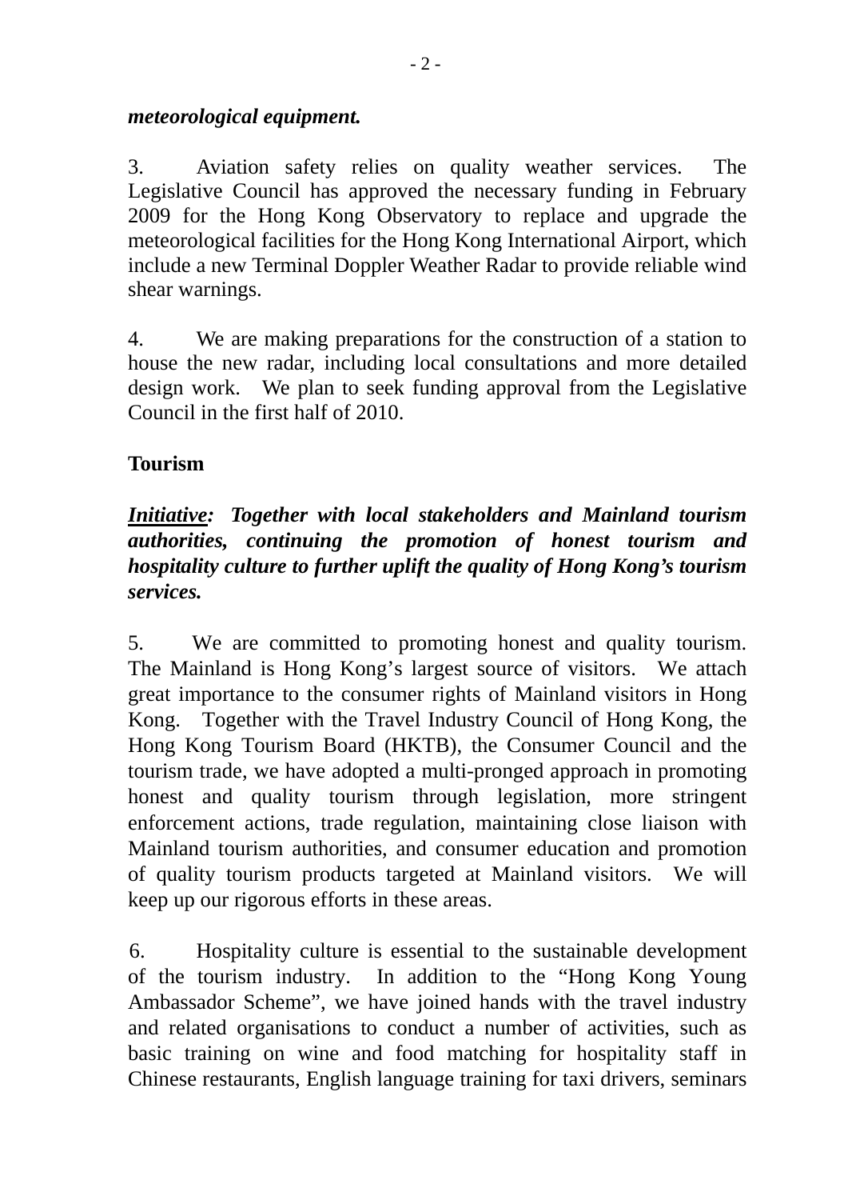***meteorological equipment.***

3. Aviation safety relies on quality weather services. The Legislative Council has approved the necessary funding in February 2009 for the Hong Kong Observatory to replace and upgrade the meteorological facilities for the Hong Kong International Airport, which include a new Terminal Doppler Weather Radar to provide reliable wind shear warnings.

4. We are making preparations for the construction of a station to house the new radar, including local consultations and more detailed design work. We plan to seek funding approval from the Legislative Council in the first half of 2010.

**Tourism**

***<u>Initiative</u>: Together with local stakeholders and Mainland tourism authorities, continuing the promotion of honest tourism and hospitality culture to further uplift the quality of Hong Kong's tourism services.***

5. We are committed to promoting honest and quality tourism. The Mainland is Hong Kong's largest source of visitors. We attach great importance to the consumer rights of Mainland visitors in Hong Kong. Together with the Travel Industry Council of Hong Kong, the Hong Kong Tourism Board (HKTB), the Consumer Council and the tourism trade, we have adopted a multi-pronged approach in promoting honest and quality tourism through legislation, more stringent enforcement actions, trade regulation, maintaining close liaison with Mainland tourism authorities, and consumer education and promotion of quality tourism products targeted at Mainland visitors. We will keep up our rigorous efforts in these areas.

6. Hospitality culture is essential to the sustainable development of the tourism industry. In addition to the "Hong Kong Young Ambassador Scheme", we have joined hands with the travel industry and related organisations to conduct a number of activities, such as basic training on wine and food matching for hospitality staff in Chinese restaurants, English language training for taxi drivers, seminars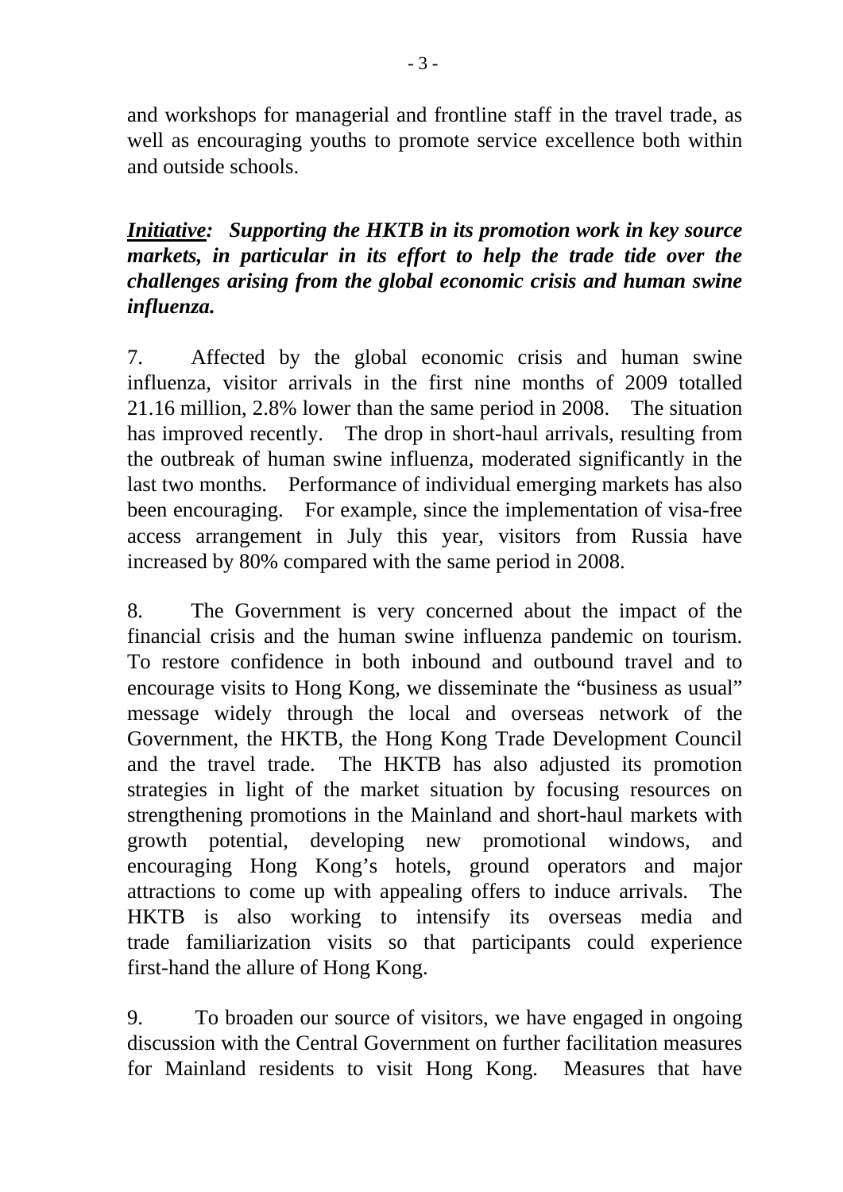and workshops for managerial and frontline staff in the travel trade, as well as encouraging youths to promote service excellence both within and outside schools.

***Initiative*: Supporting the HKTB in its promotion work in key source markets, in particular in its effort to help the trade tide over the challenges arising from the global economic crisis and human swine influenza.**

7. Affected by the global economic crisis and human swine influenza, visitor arrivals in the first nine months of 2009 totalled 21.16 million, 2.8% lower than the same period in 2008. The situation has improved recently. The drop in short-haul arrivals, resulting from the outbreak of human swine influenza, moderated significantly in the last two months. Performance of individual emerging markets has also been encouraging. For example, since the implementation of visa-free access arrangement in July this year, visitors from Russia have increased by 80% compared with the same period in 2008.

8. The Government is very concerned about the impact of the financial crisis and the human swine influenza pandemic on tourism. To restore confidence in both inbound and outbound travel and to encourage visits to Hong Kong, we disseminate the "business as usual" message widely through the local and overseas network of the Government, the HKTB, the Hong Kong Trade Development Council and the travel trade. The HKTB has also adjusted its promotion strategies in light of the market situation by focusing resources on strengthening promotions in the Mainland and short-haul markets with growth potential, developing new promotional windows, and encouraging Hong Kong's hotels, ground operators and major attractions to come up with appealing offers to induce arrivals. The HKTB is also working to intensify its overseas media and trade familiarization visits so that participants could experience first-hand the allure of Hong Kong.

9. To broaden our source of visitors, we have engaged in ongoing discussion with the Central Government on further facilitation measures for Mainland residents to visit Hong Kong. Measures that have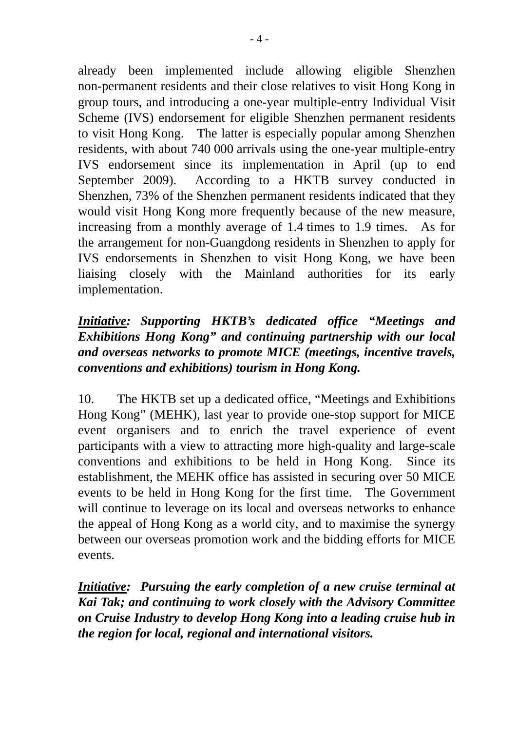already been implemented include allowing eligible Shenzhen non-permanent residents and their close relatives to visit Hong Kong in group tours, and introducing a one-year multiple-entry Individual Visit Scheme (IVS) endorsement for eligible Shenzhen permanent residents to visit Hong Kong. The latter is especially popular among Shenzhen residents, with about 740 000 arrivals using the one-year multiple-entry IVS endorsement since its implementation in April (up to end September 2009). According to a HKTB survey conducted in Shenzhen, 73% of the Shenzhen permanent residents indicated that they would visit Hong Kong more frequently because of the new measure, increasing from a monthly average of 1.4 times to 1.9 times. As for the arrangement for non-Guangdong residents in Shenzhen to apply for IVS endorsements in Shenzhen to visit Hong Kong, we have been liaising closely with the Mainland authorities for its early implementation.

***<u>Initiative</u>: Supporting HKTB's dedicated office "Meetings and Exhibitions Hong Kong" and continuing partnership with our local and overseas networks to promote MICE (meetings, incentive travels, conventions and exhibitions) tourism in Hong Kong.***

10. The HKTB set up a dedicated office, "Meetings and Exhibitions Hong Kong" (MEHK), last year to provide one-stop support for MICE event organisers and to enrich the travel experience of event participants with a view to attracting more high-quality and large-scale conventions and exhibitions to be held in Hong Kong. Since its establishment, the MEHK office has assisted in securing over 50 MICE events to be held in Hong Kong for the first time. The Government will continue to leverage on its local and overseas networks to enhance the appeal of Hong Kong as a world city, and to maximise the synergy between our overseas promotion work and the bidding efforts for MICE events.

***<u>Initiative</u>: Pursuing the early completion of a new cruise terminal at Kai Tak; and continuing to work closely with the Advisory Committee on Cruise Industry to develop Hong Kong into a leading cruise hub in the region for local, regional and international visitors.***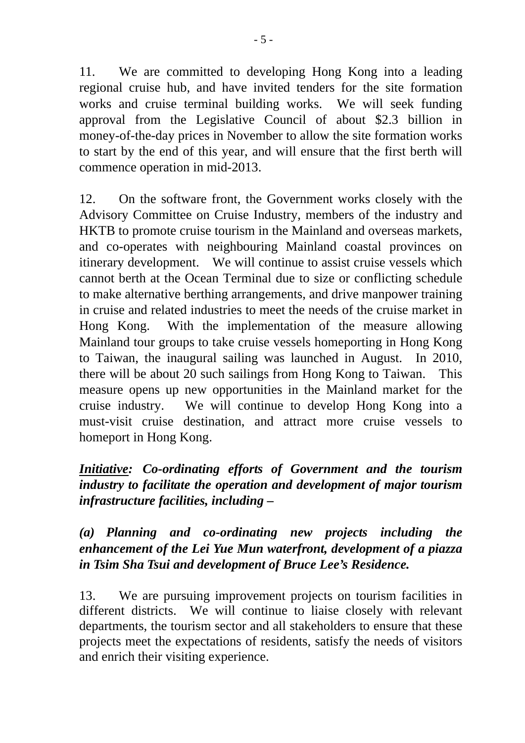11. We are committed to developing Hong Kong into a leading regional cruise hub, and have invited tenders for the site formation works and cruise terminal building works. We will seek funding approval from the Legislative Council of about $2.3 billion in money-of-the-day prices in November to allow the site formation works to start by the end of this year, and will ensure that the first berth will commence operation in mid-2013.

12. On the software front, the Government works closely with the Advisory Committee on Cruise Industry, members of the industry and HKTB to promote cruise tourism in the Mainland and overseas markets, and co-operates with neighbouring Mainland coastal provinces on itinerary development. We will continue to assist cruise vessels which cannot berth at the Ocean Terminal due to size or conflicting schedule to make alternative berthing arrangements, and drive manpower training in cruise and related industries to meet the needs of the cruise market in Hong Kong. With the implementation of the measure allowing Mainland tour groups to take cruise vessels homeporting in Hong Kong to Taiwan, the inaugural sailing was launched in August. In 2010, there will be about 20 such sailings from Hong Kong to Taiwan. This measure opens up new opportunities in the Mainland market for the cruise industry. We will continue to develop Hong Kong into a must-visit cruise destination, and attract more cruise vessels to homeport in Hong Kong.

***<u>Initiative</u>*: Co-ordinating efforts of Government and the tourism industry to facilitate the operation and development of major tourism infrastructure facilities, including –**

***(a) Planning and co-ordinating new projects including the enhancement of the Lei Yue Mun waterfront, development of a piazza in Tsim Sha Tsui and development of Bruce Lee's Residence.***

13. We are pursuing improvement projects on tourism facilities in different districts. We will continue to liaise closely with relevant departments, the tourism sector and all stakeholders to ensure that these projects meet the expectations of residents, satisfy the needs of visitors and enrich their visiting experience.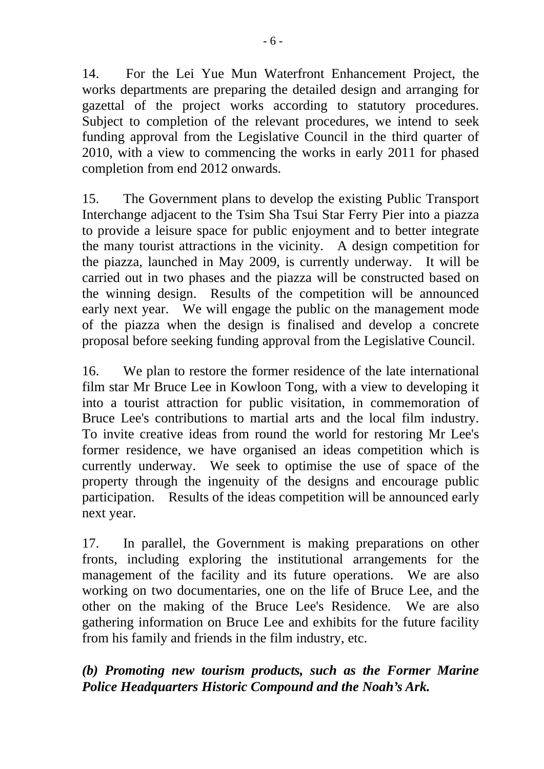14. For the Lei Yue Mun Waterfront Enhancement Project, the works departments are preparing the detailed design and arranging for gazettal of the project works according to statutory procedures. Subject to completion of the relevant procedures, we intend to seek funding approval from the Legislative Council in the third quarter of 2010, with a view to commencing the works in early 2011 for phased completion from end 2012 onwards.

15. The Government plans to develop the existing Public Transport Interchange adjacent to the Tsim Sha Tsui Star Ferry Pier into a piazza to provide a leisure space for public enjoyment and to better integrate the many tourist attractions in the vicinity. A design competition for the piazza, launched in May 2009, is currently underway. It will be carried out in two phases and the piazza will be constructed based on the winning design. Results of the competition will be announced early next year. We will engage the public on the management mode of the piazza when the design is finalised and develop a concrete proposal before seeking funding approval from the Legislative Council.

16. We plan to restore the former residence of the late international film star Mr Bruce Lee in Kowloon Tong, with a view to developing it into a tourist attraction for public visitation, in commemoration of Bruce Lee's contributions to martial arts and the local film industry. To invite creative ideas from round the world for restoring Mr Lee's former residence, we have organised an ideas competition which is currently underway. We seek to optimise the use of space of the property through the ingenuity of the designs and encourage public participation. Results of the ideas competition will be announced early next year.

17. In parallel, the Government is making preparations on other fronts, including exploring the institutional arrangements for the management of the facility and its future operations. We are also working on two documentaries, one on the life of Bruce Lee, and the other on the making of the Bruce Lee's Residence. We are also gathering information on Bruce Lee and exhibits for the future facility from his family and friends in the film industry, etc.

***(b) Promoting new tourism products, such as the Former Marine Police Headquarters Historic Compound and the Noah's Ark.***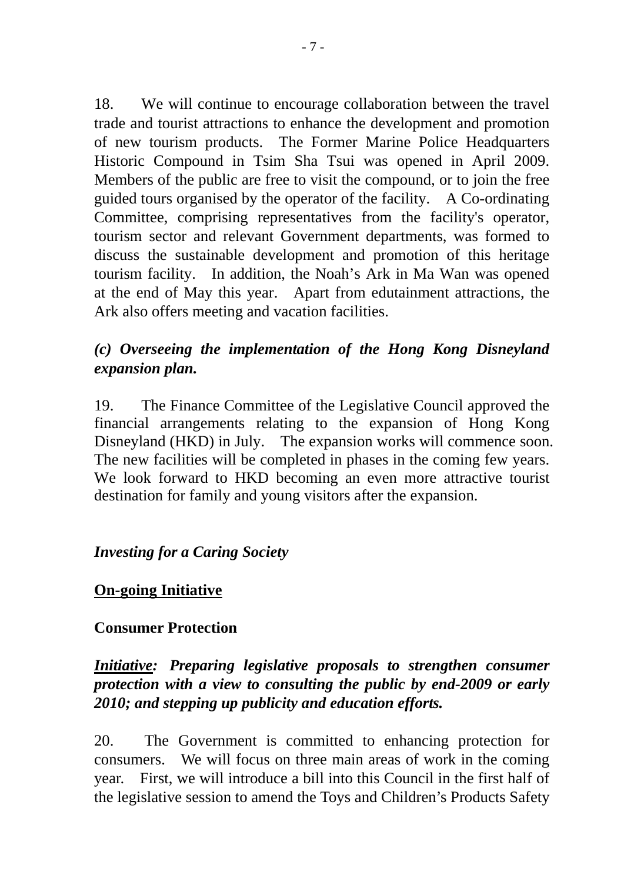18. We will continue to encourage collaboration between the travel trade and tourist attractions to enhance the development and promotion of new tourism products. The Former Marine Police Headquarters Historic Compound in Tsim Sha Tsui was opened in April 2009. Members of the public are free to visit the compound, or to join the free guided tours organised by the operator of the facility. A Co-ordinating Committee, comprising representatives from the facility's operator, tourism sector and relevant Government departments, was formed to discuss the sustainable development and promotion of this heritage tourism facility. In addition, the Noah's Ark in Ma Wan was opened at the end of May this year. Apart from edutainment attractions, the Ark also offers meeting and vacation facilities.

***(c) Overseeing the implementation of the Hong Kong Disneyland expansion plan.***

19. The Finance Committee of the Legislative Council approved the financial arrangements relating to the expansion of Hong Kong Disneyland (HKD) in July. The expansion works will commence soon. The new facilities will be completed in phases in the coming few years. We look forward to HKD becoming an even more attractive tourist destination for family and young visitors after the expansion.

***Investing for a Caring Society***

**<u>On-going Initiative</u>**

**Consumer Protection**

***<u>Initiative</u>: Preparing legislative proposals to strengthen consumer protection with a view to consulting the public by end-2009 or early 2010; and stepping up publicity and education efforts.***

20. The Government is committed to enhancing protection for consumers. We will focus on three main areas of work in the coming year. First, we will introduce a bill into this Council in the first half of the legislative session to amend the Toys and Children's Products Safety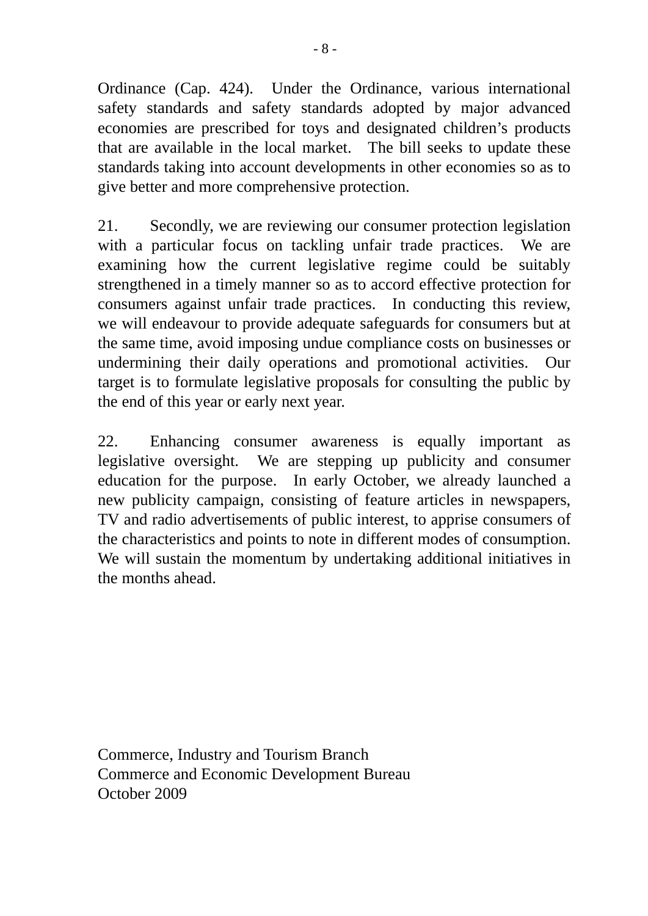Ordinance (Cap. 424). Under the Ordinance, various international safety standards and safety standards adopted by major advanced economies are prescribed for toys and designated children's products that are available in the local market. The bill seeks to update these standards taking into account developments in other economies so as to give better and more comprehensive protection.

21. Secondly, we are reviewing our consumer protection legislation with a particular focus on tackling unfair trade practices. We are examining how the current legislative regime could be suitably strengthened in a timely manner so as to accord effective protection for consumers against unfair trade practices. In conducting this review, we will endeavour to provide adequate safeguards for consumers but at the same time, avoid imposing undue compliance costs on businesses or undermining their daily operations and promotional activities. Our target is to formulate legislative proposals for consulting the public by the end of this year or early next year.

22. Enhancing consumer awareness is equally important as legislative oversight. We are stepping up publicity and consumer education for the purpose. In early October, we already launched a new publicity campaign, consisting of feature articles in newspapers, TV and radio advertisements of public interest, to apprise consumers of the characteristics and points to note in different modes of consumption. We will sustain the momentum by undertaking additional initiatives in the months ahead.

Commerce, Industry and Tourism Branch
Commerce and Economic Development Bureau
October 2009